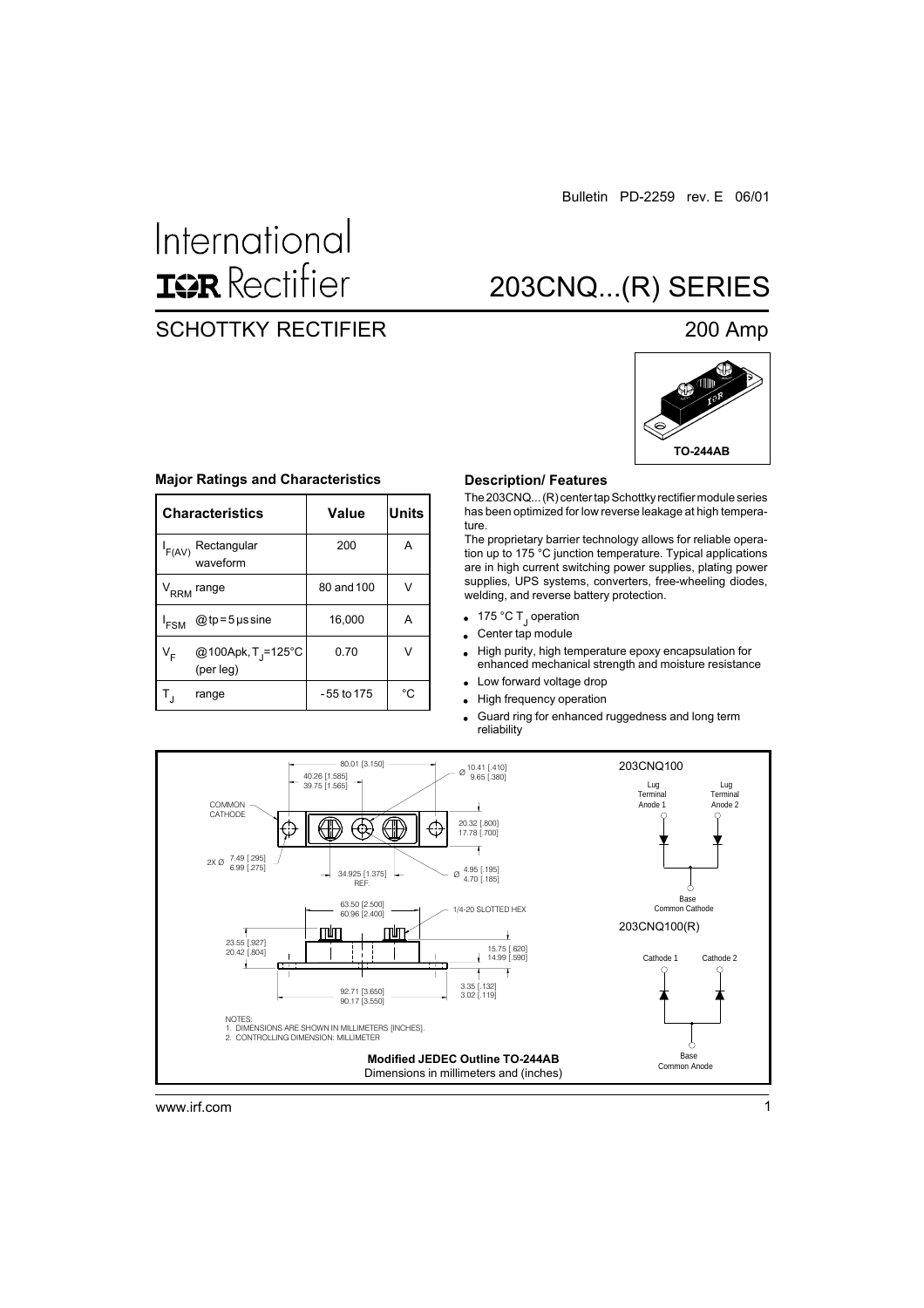Bulletin PD-2259 rev. E 06/01

# International IOR Rectifier

# 203CNQ...(R) SERIES

## SCHOTTKY RECTIFIER

## 200 Amp

TO-244AB

### Major Ratings and Characteristics

| Characteristics | Value | Units |
|---|---|---|
| $I_{F(AV)}$ Rectangular waveform | 200 | A |
| $V_{RRM}$ range | 80 and 100 | V |
| $I_{FSM}$ @ tp = 5 µs sine | 16,000 | A |
| $V_F$ @100Apk, $T_J$=125°C (per leg) | 0.70 | V |
| $T_J$ range | - 55 to 175 | °C |

### Description/ Features

The 203CNQ... (R) center tap Schottky rectifier module series has been optimized for low reverse leakage at high temperature.

The proprietary barrier technology allows for reliable operation up to 175 °C junction temperature. Typical applications are in high current switching power supplies, plating power supplies, UPS systems, converters, free-wheeling diodes, welding, and reverse battery protection.

- 175 °C $T_J$ operation
- Center tap module
- High purity, high temperature epoxy encapsulation for enhanced mechanical strength and moisture resistance
- Low forward voltage drop
- High frequency operation
- Guard ring for enhanced ruggedness and long term reliability

80.01 [3.150]
40.26 [1.585]
39.75 [1.565]
Ø 10.41 [.410] 9.65 [.380]
COMMON CATHODE
20.32 [.800]
17.78 [.700]
2X Ø 7.49 [.295] 6.99 [.275]
34.925 [1.375] REF.
Ø 4.95 [.195] 4.70 [.185]
63.50 [2.500]
60.96 [2.400]
1/4-20 SLOTTED HEX
23.55 [.927]
20.42 [.804]
15.75 [.620]
14.99 [.590]
3.35 [.132]
3.02 [.119]
92.71 [3.650]
90.17 [3.550]

NOTES:
1. DIMENSIONS ARE SHOWN IN MILLIMETERS [INCHES].
2. CONTROLLING DIMENSION: MILLIMETER

203CNQ100

Lug Terminal Anode 1 | Lug Terminal Anode 2 | Base Common Cathode

203CNQ100(R)

Cathode 1 | Cathode 2 | Base Common Anode

**Modified JEDEC Outline TO-244AB**
Dimensions in millimeters and (inches)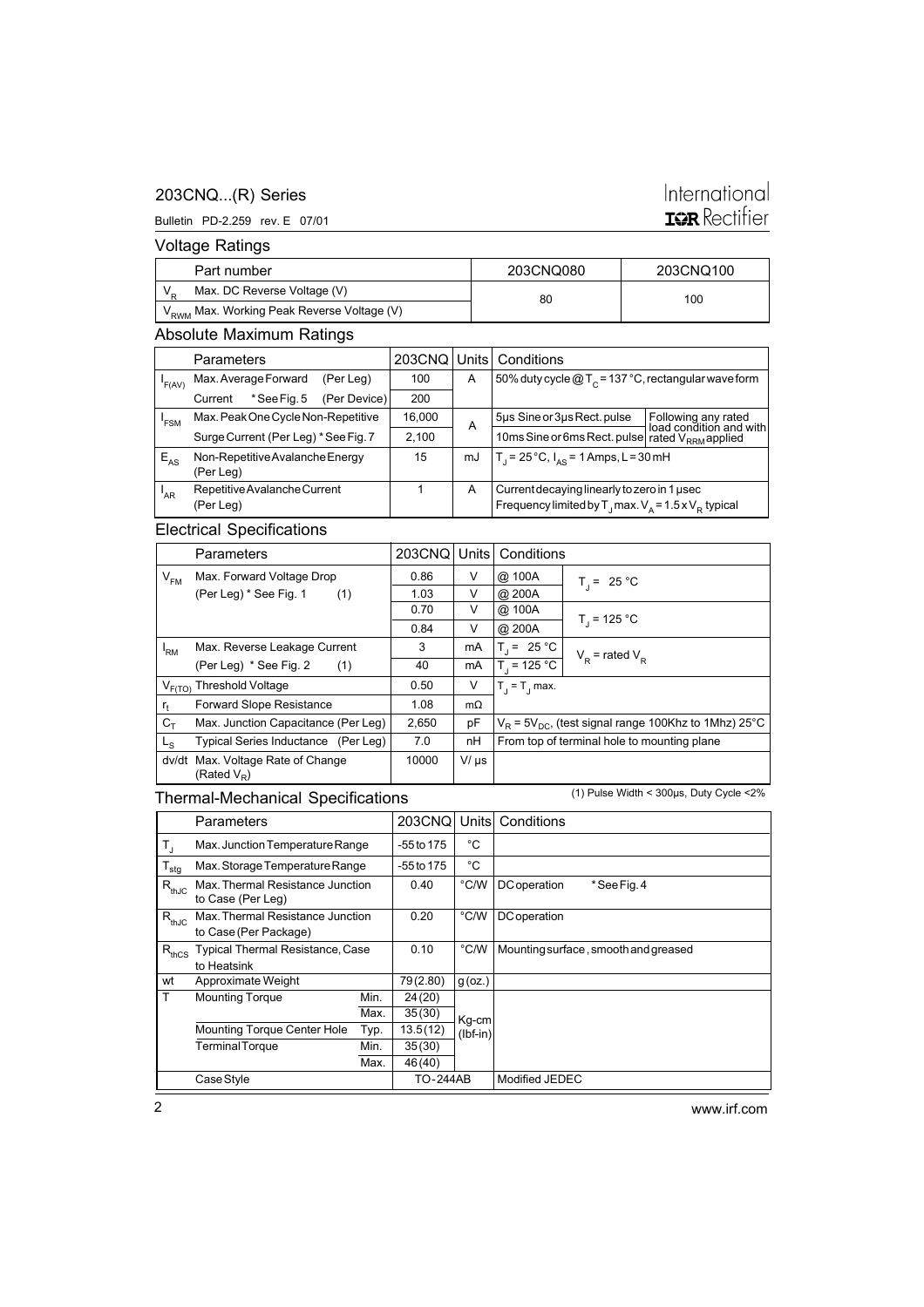## Voltage Ratings

| Part number | 203CNQ080 | 203CNQ100 |
|---|---|---|
| $V_R$ Max. DC Reverse Voltage (V) | 80 | 100 |
| $V_{RWM}$ Max. Working Peak Reverse Voltage (V) | | |

## Absolute Maximum Ratings

| | Parameters | 203CNQ | Units | Conditions | |
|---|---|---|---|---|---|
| $I_{F(AV)}$ | Max. Average Forward (Per Leg) | 100 | A | 50% duty cycle @ $T_C$ = 137 °C, rectangular wave form | |
| | Current * See Fig. 5 (Per Device) | 200 | | | |
| $I_{FSM}$ | Max. Peak One Cycle Non-Repetitive | 16,000 | A | 5µs Sine or 3µs Rect. pulse | Following any rated load condition and with |
| | Surge Current (Per Leg) * See Fig. 7 | 2,100 | | 10ms Sine or 6ms Rect. pulse | rated $V_{RRM}$ applied |
| $E_{AS}$ | Non-Repetitive Avalanche Energy (Per Leg) | 15 | mJ | $T_J$ = 25 °C, $I_{AS}$ = 1 Amps, L = 30 mH | |
| $I_{AR}$ | Repetitive Avalanche Current (Per Leg) | 1 | A | Current decaying linearly to zero in 1 µsec Frequency limited by $T_J$ max. $V_A = 1.5 \times V_R$ typical | |

## Electrical Specifications

| | Parameters | 203CNQ | Units | Conditions | |
|---|---|---|---|---|---|
| $V_{FM}$ | Max. Forward Voltage Drop | 0.86 | V | @ 100A | $T_J$ = 25 °C |
| | (Per Leg) * See Fig. 1 (1) | 1.03 | V | @ 200A | |
| | | 0.70 | V | @ 100A | $T_J$ = 125 °C |
| | | 0.84 | V | @ 200A | |
| $I_{RM}$ | Max. Reverse Leakage Current | 3 | mA | $T_J$ = 25 °C | $V_R$ = rated $V_R$ |
| | (Per Leg) * See Fig. 2 (1) | 40 | mA | $T_J$ = 125 °C | |
| $V_{F(TO)}$ | Threshold Voltage | 0.50 | V | $T_J = T_J$ max. | |
| $r_t$ | Forward Slope Resistance | 1.08 | mΩ | | |
| $C_T$ | Max. Junction Capacitance (Per Leg) | 2,650 | pF | $V_R = 5V_{DC}$, (test signal range 100Khz to 1Mhz) 25°C | |
| $L_S$ | Typical Series Inductance (Per Leg) | 7.0 | nH | From top of terminal hole to mounting plane | |
| dv/dt | Max. Voltage Rate of Change (Rated $V_R$) | 10000 | V/ µs | | |

(1) Pulse Width < 300µs, Duty Cycle <2%

## Thermal-Mechanical Specifications

| | Parameters | | 203CNQ | Units | Conditions |
|---|---|---|---|---|---|
| $T_J$ | Max. Junction Temperature Range | | -55 to 175 | °C | |
| $T_{stg}$ | Max. Storage Temperature Range | | -55 to 175 | °C | |
| $R_{thJC}$ | Max. Thermal Resistance Junction to Case (Per Leg) | | 0.40 | °C/W | DC operation * See Fig. 4 |
| $R_{thJC}$ | Max. Thermal Resistance Junction to Case (Per Package) | | 0.20 | °C/W | DC operation |
| $R_{thCS}$ | Typical Thermal Resistance, Case to Heatsink | | 0.10 | °C/W | Mounting surface, smooth and greased |
| wt | Approximate Weight | | 79 (2.80) | g (oz.) | |
| T | Mounting Torque | Min. | 24 (20) | Kg-cm (lbf-in) | |
| | | Max. | 35 (30) | | |
| | Mounting Torque Center Hole | Typ. | 13.5 (12) | | |
| | Terminal Torque | Min. | 35 (30) | | |
| | | Max. | 46 (40) | | |
| | Case Style | | TO-244AB | | Modified JEDEC |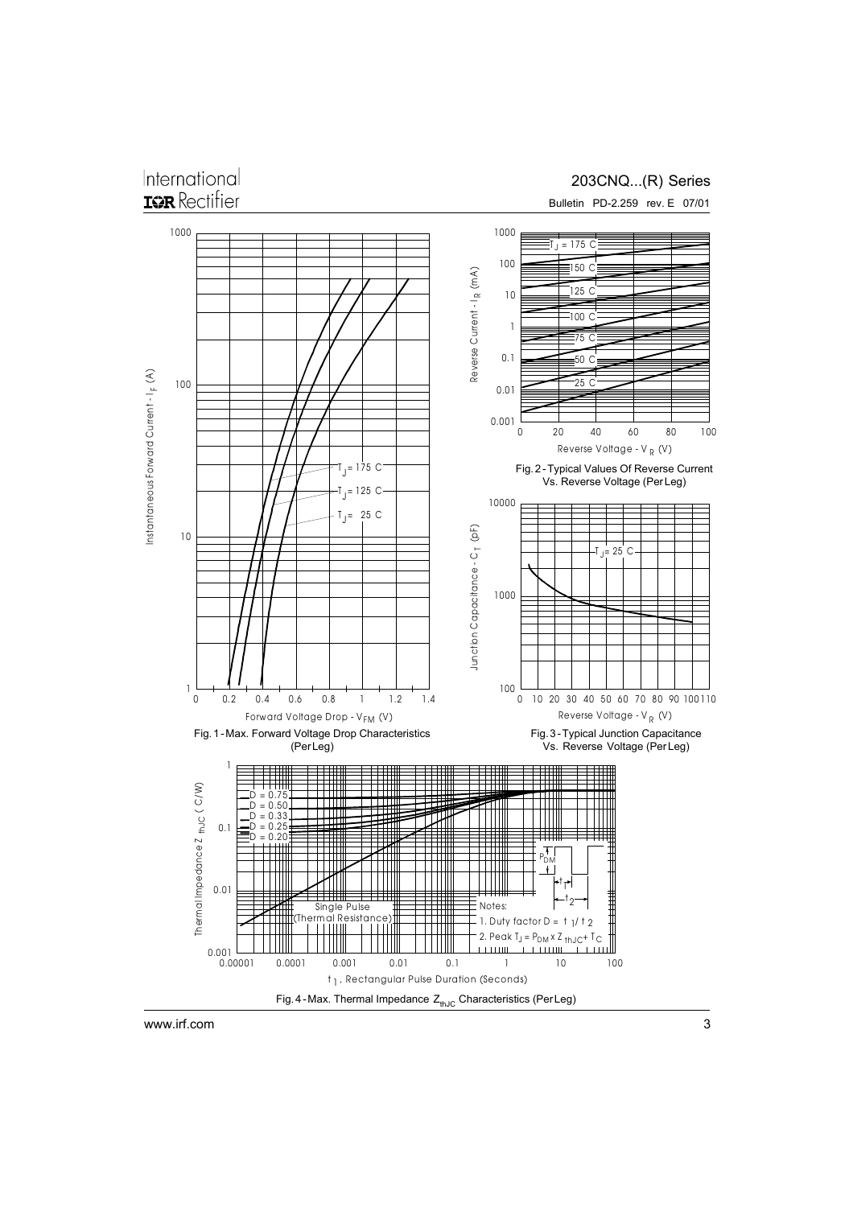Fig. 1 - Max. Forward Voltage Drop Characteristics (Per Leg)

Fig. 2 - Typical Values Of Reverse Current Vs. Reverse Voltage (Per Leg)

Fig. 3 - Typical Junction Capacitance Vs. Reverse Voltage (Per Leg)

Fig. 4 - Max. Thermal Impedance $Z_{thJC}$ Characteristics (Per Leg)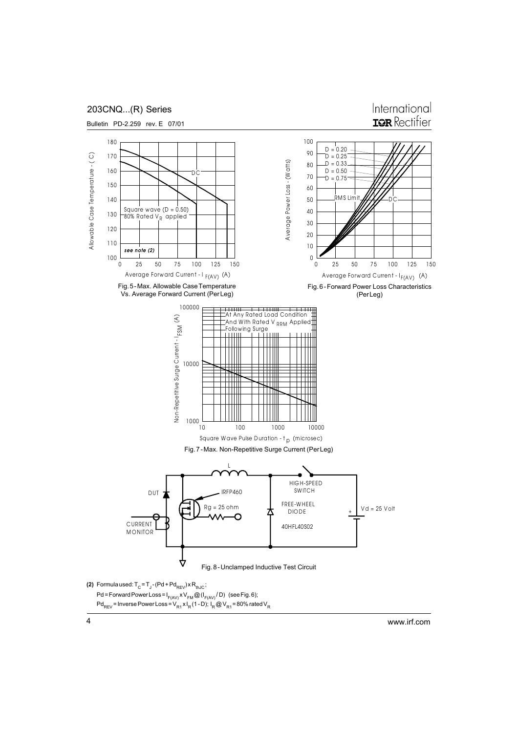Fig. 5 - Max. Allowable Case Temperature Vs. Average Forward Current (Per Leg)

Fig. 6 - Forward Power Loss Characteristics (Per Leg)

Fig. 7 - Max. Non-Repetitive Surge Current (Per Leg)

Fig. 8 - Unclamped Inductive Test Circuit

**(2)** Formula used: $T_C = T_J - (Pd + Pd_{REV}) \times R_{thJC}$;

$Pd$ = Forward Power Loss = $I_{F(AV)} \times V_{FM} @ (I_{F(AV)} / D)$ (see Fig. 6);

$Pd_{REV}$ = Inverse Power Loss = $V_{R1} \times I_R (1 - D)$; $I_R @ V_{R1}$ = 80% rated $V_R$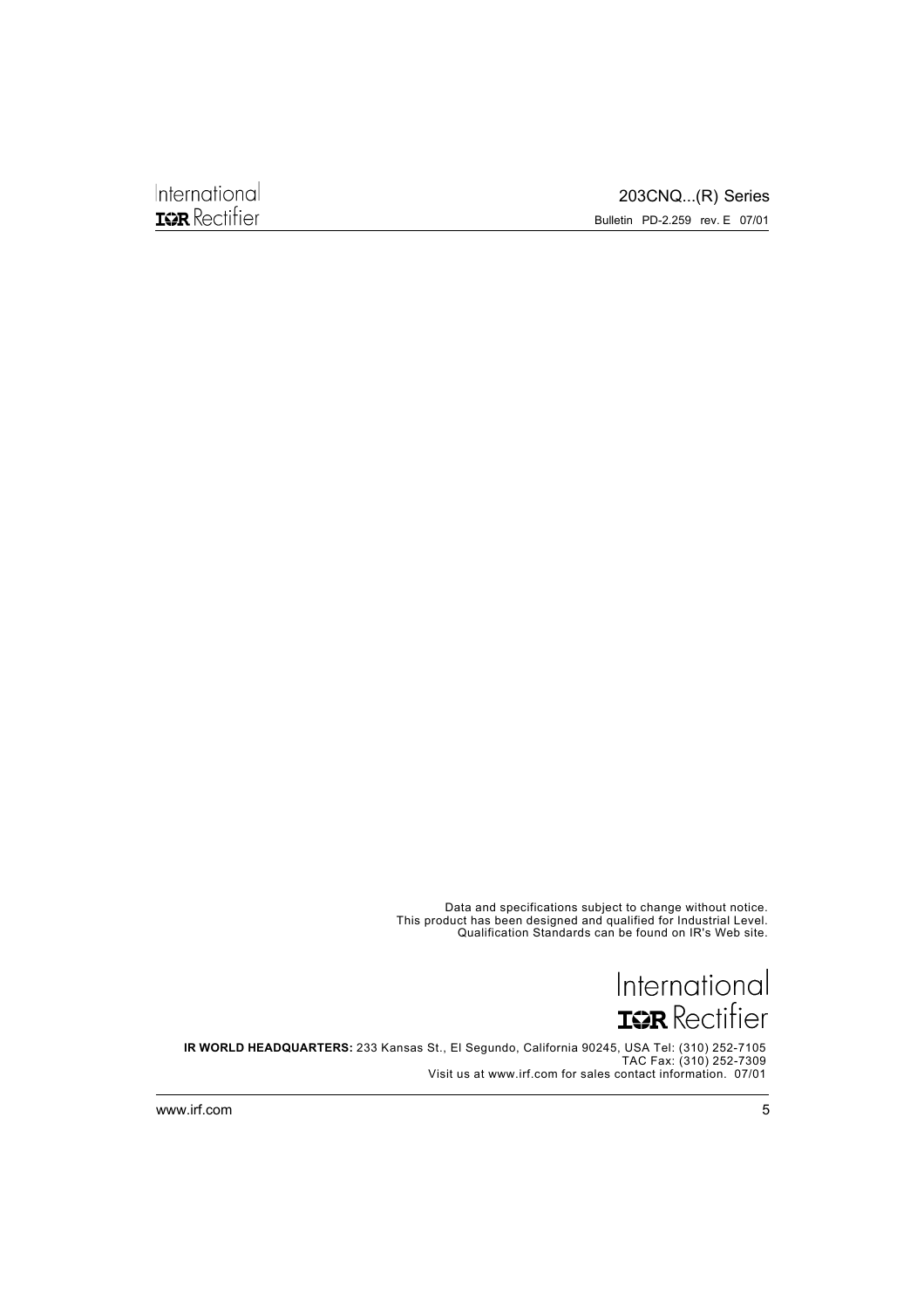Data and specifications subject to change without notice.
This product has been designed and qualified for Industrial Level.
Qualification Standards can be found on IR's Web site.

International
IOR Rectifier

**IR WORLD HEADQUARTERS:** 233 Kansas St., El Segundo, California 90245, USA Tel: (310) 252-7105
TAC Fax: (310) 252-7309
Visit us at www.irf.com for sales contact information. 07/01